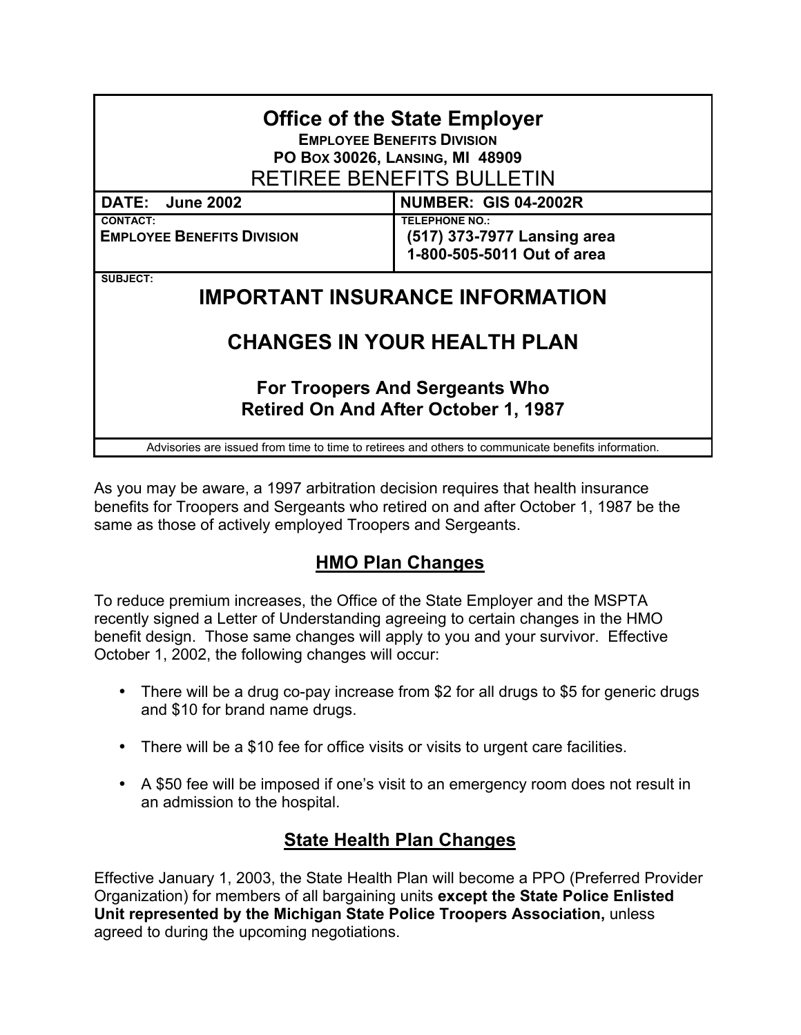# Office of the State Employer

**EMPLOYEE BENEFITS DIVISION**
**PO BOX 30026, LANSING, MI 48909**

## RETIREE BENEFITS BULLETIN

| **DATE: June 2002** | **NUMBER: GIS 04-2002R** |
|---|---|
| **CONTACT:** **EMPLOYEE BENEFITS DIVISION** | **TELEPHONE NO.:** **(517) 373-7977 Lansing area** **1-800-505-5011 Out of area** |

**SUBJECT:**

## IMPORTANT INSURANCE INFORMATION

## CHANGES IN YOUR HEALTH PLAN

### For Troopers And Sergeants Who Retired On And After October 1, 1987

Advisories are issued from time to time to retirees and others to communicate benefits information.

As you may be aware, a 1997 arbitration decision requires that health insurance benefits for Troopers and Sergeants who retired on and after October 1, 1987 be the same as those of actively employed Troopers and Sergeants.

## HMO Plan Changes

To reduce premium increases, the Office of the State Employer and the MSPTA recently signed a Letter of Understanding agreeing to certain changes in the HMO benefit design. Those same changes will apply to you and your survivor. Effective October 1, 2002, the following changes will occur:

- There will be a drug co-pay increase from $2 for all drugs to $5 for generic drugs and $10 for brand name drugs.
- There will be a $10 fee for office visits or visits to urgent care facilities.
- A $50 fee will be imposed if one's visit to an emergency room does not result in an admission to the hospital.

## State Health Plan Changes

Effective January 1, 2003, the State Health Plan will become a PPO (Preferred Provider Organization) for members of all bargaining units **except the State Police Enlisted Unit represented by the Michigan State Police Troopers Association,** unless agreed to during the upcoming negotiations.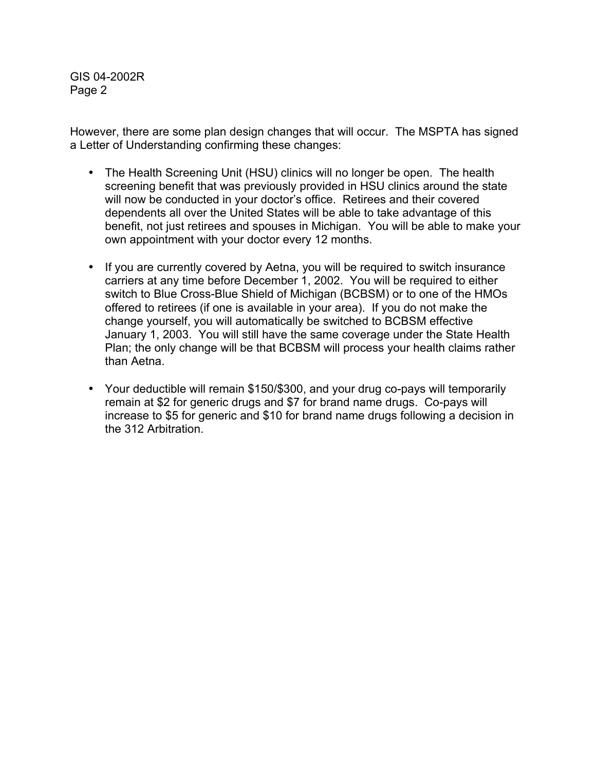However, there are some plan design changes that will occur. The MSPTA has signed a Letter of Understanding confirming these changes:

- The Health Screening Unit (HSU) clinics will no longer be open. The health screening benefit that was previously provided in HSU clinics around the state will now be conducted in your doctor's office. Retirees and their covered dependents all over the United States will be able to take advantage of this benefit, not just retirees and spouses in Michigan. You will be able to make your own appointment with your doctor every 12 months.

- If you are currently covered by Aetna, you will be required to switch insurance carriers at any time before December 1, 2002. You will be required to either switch to Blue Cross-Blue Shield of Michigan (BCBSM) or to one of the HMOs offered to retirees (if one is available in your area). If you do not make the change yourself, you will automatically be switched to BCBSM effective January 1, 2003. You will still have the same coverage under the State Health Plan; the only change will be that BCBSM will process your health claims rather than Aetna.

- Your deductible will remain $150/$300, and your drug co-pays will temporarily remain at $2 for generic drugs and $7 for brand name drugs. Co-pays will increase to $5 for generic and $10 for brand name drugs following a decision in the 312 Arbitration.